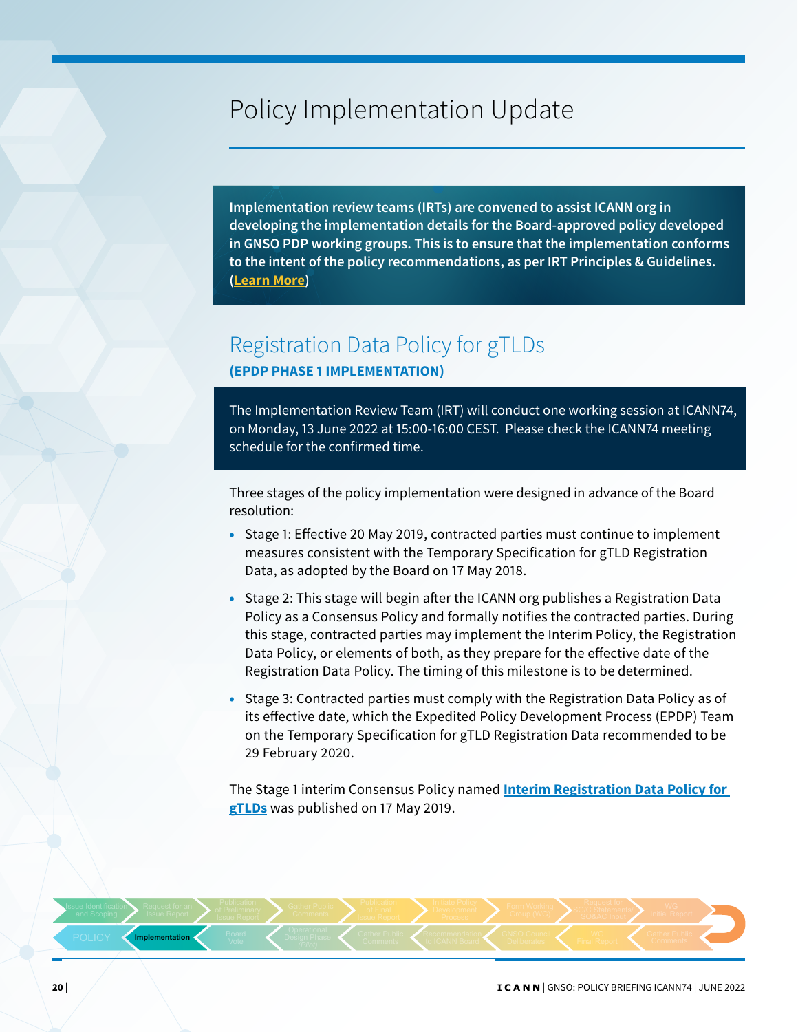# Policy Implementation Update

**Implementation review teams (IRTs) are convened to assist ICANN org in developing the implementation details for the Board-approved policy developed in GNSO PDP working groups. This is to ensure that the implementation conforms to the intent of the policy recommendations, as per IRT Principles & Guidelines. (Learn More)**

## Registration Data Policy for gTLDs

**(EPDP PHASE 1 IMPLEMENTATION)**

The Implementation Review Team (IRT) will conduct one working session at ICANN74, on Monday, 13 June 2022 at 15:00-16:00 CEST. Please check the ICANN74 meeting schedule for the confirmed time.

Three stages of the policy implementation were designed in advance of the Board resolution:

- Stage 1: Effective 20 May 2019, contracted parties must continue to implement measures consistent with the Temporary Specification for gTLD Registration Data, as adopted by the Board on 17 May 2018.
- Stage 2: This stage will begin after the ICANN org publishes a Registration Data Policy as a Consensus Policy and formally notifies the contracted parties. During this stage, contracted parties may implement the Interim Policy, the Registration Data Policy, or elements of both, as they prepare for the effective date of the Registration Data Policy. The timing of this milestone is to be determined.
- Stage 3: Contracted parties must comply with the Registration Data Policy as of its effective date, which the Expedited Policy Development Process (EPDP) Team on the Temporary Specification for gTLD Registration Data recommended to be 29 February 2020.

The Stage 1 interim Consensus Policy named **Interim Registration Data Policy for gTLDs** was published on 17 May 2019.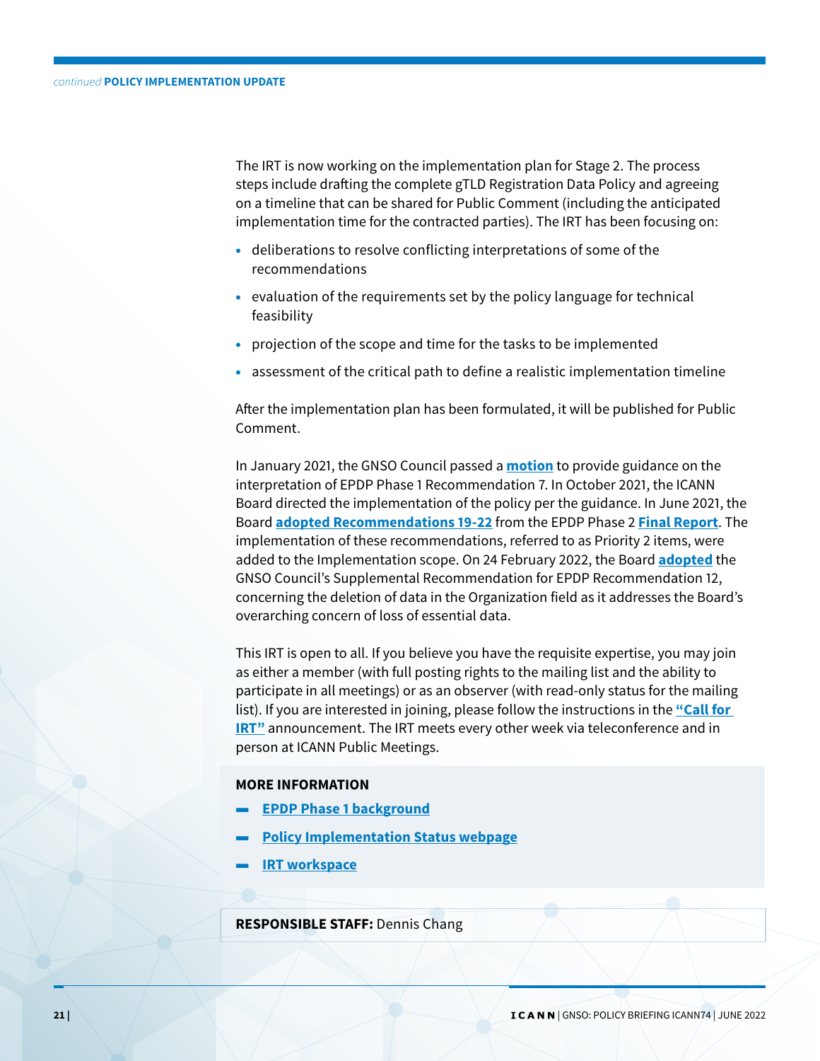The IRT is now working on the implementation plan for Stage 2. The process steps include drafting the complete gTLD Registration Data Policy and agreeing on a timeline that can be shared for Public Comment (including the anticipated implementation time for the contracted parties). The IRT has been focusing on:

- deliberations to resolve conflicting interpretations of some of the recommendations
- evaluation of the requirements set by the policy language for technical feasibility
- projection of the scope and time for the tasks to be implemented
- assessment of the critical path to define a realistic implementation timeline

After the implementation plan has been formulated, it will be published for Public Comment.

In January 2021, the GNSO Council passed a **motion** to provide guidance on the interpretation of EPDP Phase 1 Recommendation 7. In October 2021, the ICANN Board directed the implementation of the policy per the guidance. In June 2021, the Board **adopted Recommendations 19-22** from the EPDP Phase 2 **Final Report**. The implementation of these recommendations, referred to as Priority 2 items, were added to the Implementation scope. On 24 February 2022, the Board **adopted** the GNSO Council's Supplemental Recommendation for EPDP Recommendation 12, concerning the deletion of data in the Organization field as it addresses the Board's overarching concern of loss of essential data.

This IRT is open to all. If you believe you have the requisite expertise, you may join as either a member (with full posting rights to the mailing list and the ability to participate in all meetings) or as an observer (with read-only status for the mailing list). If you are interested in joining, please follow the instructions in the **"Call for IRT"** announcement. The IRT meets every other week via teleconference and in person at ICANN Public Meetings.

**MORE INFORMATION**

- **EPDP Phase 1 background**
- **Policy Implementation Status webpage**
- **IRT workspace**

**RESPONSIBLE STAFF:** Dennis Chang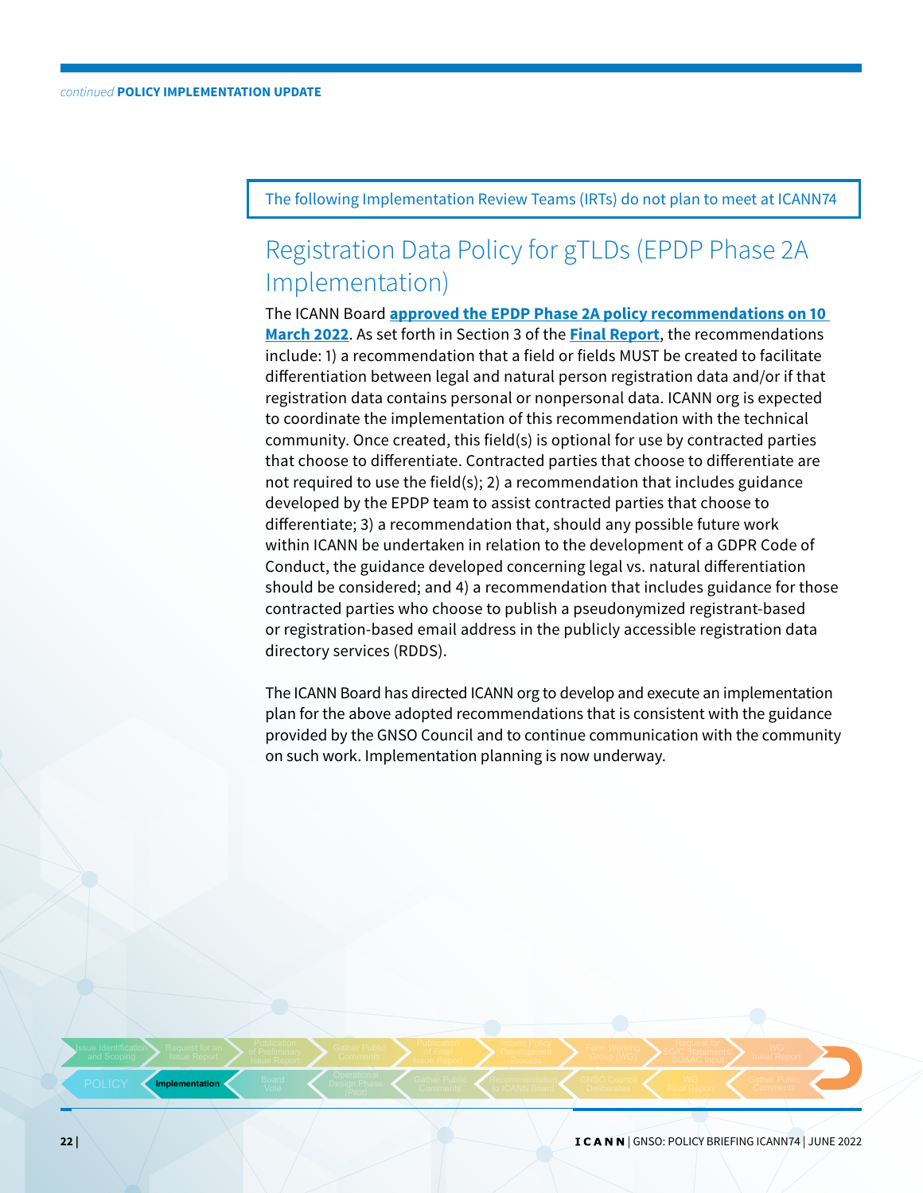The following Implementation Review Teams (IRTs) do not plan to meet at ICANN74

## Registration Data Policy for gTLDs (EPDP Phase 2A Implementation)

The ICANN Board **approved the EPDP Phase 2A policy recommendations on 10 March 2022**. As set forth in Section 3 of the **Final Report**, the recommendations include: 1) a recommendation that a field or fields MUST be created to facilitate differentiation between legal and natural person registration data and/or if that registration data contains personal or nonpersonal data. ICANN org is expected to coordinate the implementation of this recommendation with the technical community. Once created, this field(s) is optional for use by contracted parties that choose to differentiate. Contracted parties that choose to differentiate are not required to use the field(s); 2) a recommendation that includes guidance developed by the EPDP team to assist contracted parties that choose to differentiate; 3) a recommendation that, should any possible future work within ICANN be undertaken in relation to the development of a GDPR Code of Conduct, the guidance developed concerning legal vs. natural differentiation should be considered; and 4) a recommendation that includes guidance for those contracted parties who choose to publish a pseudonymized registrant-based or registration-based email address in the publicly accessible registration data directory services (RDDS).

The ICANN Board has directed ICANN org to develop and execute an implementation plan for the above adopted recommendations that is consistent with the guidance provided by the GNSO Council and to continue communication with the community on such work. Implementation planning is now underway.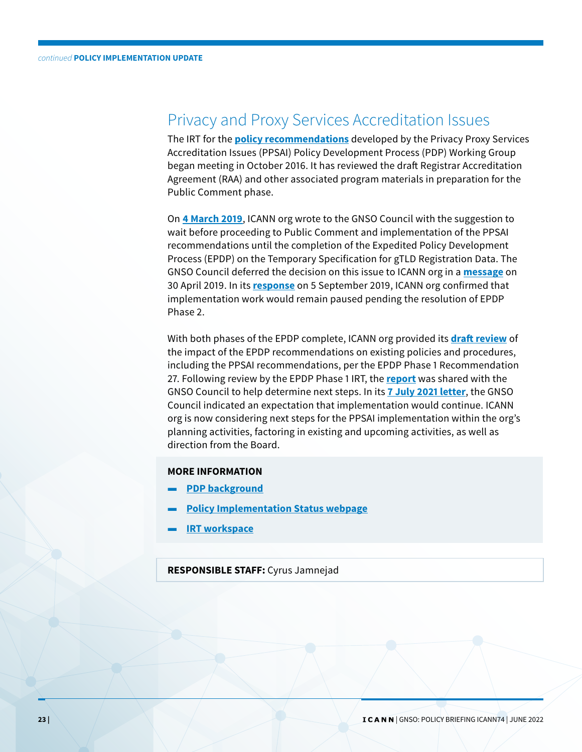## Privacy and Proxy Services Accreditation Issues

The IRT for the **policy recommendations** developed by the Privacy Proxy Services Accreditation Issues (PPSAI) Policy Development Process (PDP) Working Group began meeting in October 2016. It has reviewed the draft Registrar Accreditation Agreement (RAA) and other associated program materials in preparation for the Public Comment phase.

On **4 March 2019**, ICANN org wrote to the GNSO Council with the suggestion to wait before proceeding to Public Comment and implementation of the PPSAI recommendations until the completion of the Expedited Policy Development Process (EPDP) on the Temporary Specification for gTLD Registration Data. The GNSO Council deferred the decision on this issue to ICANN org in a **message** on 30 April 2019. In its **response** on 5 September 2019, ICANN org confirmed that implementation work would remain paused pending the resolution of EPDP Phase 2.

With both phases of the EPDP complete, ICANN org provided its **draft review** of the impact of the EPDP recommendations on existing policies and procedures, including the PPSAI recommendations, per the EPDP Phase 1 Recommendation 27. Following review by the EPDP Phase 1 IRT, the **report** was shared with the GNSO Council to help determine next steps. In its **7 July 2021 letter**, the GNSO Council indicated an expectation that implementation would continue. ICANN org is now considering next steps for the PPSAI implementation within the org's planning activities, factoring in existing and upcoming activities, as well as direction from the Board.

**MORE INFORMATION**

- **PDP background**
- **Policy Implementation Status webpage**
- **IRT workspace**

**RESPONSIBLE STAFF:** Cyrus Jamnejad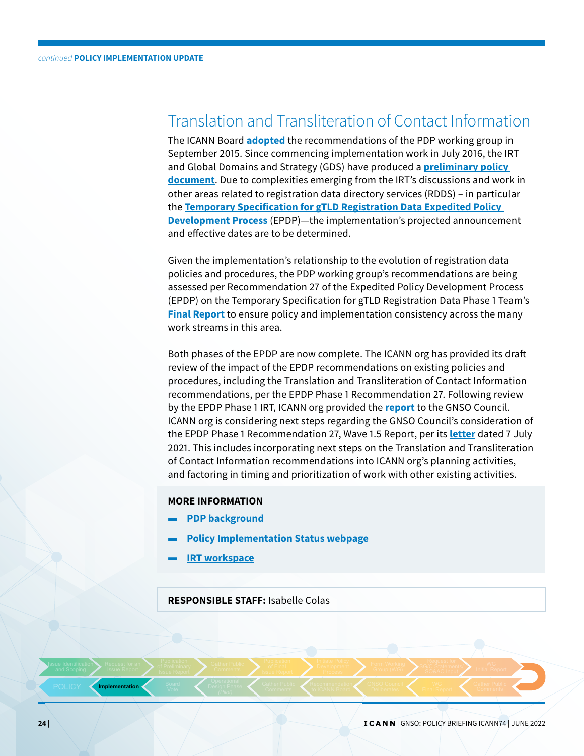## Translation and Transliteration of Contact Information

The ICANN Board **adopted** the recommendations of the PDP working group in September 2015. Since commencing implementation work in July 2016, the IRT and Global Domains and Strategy (GDS) have produced a **preliminary policy document**. Due to complexities emerging from the IRT's discussions and work in other areas related to registration data directory services (RDDS) – in particular the **Temporary Specification for gTLD Registration Data Expedited Policy Development Process** (EPDP)—the implementation's projected announcement and effective dates are to be determined.

Given the implementation's relationship to the evolution of registration data policies and procedures, the PDP working group's recommendations are being assessed per Recommendation 27 of the Expedited Policy Development Process (EPDP) on the Temporary Specification for gTLD Registration Data Phase 1 Team's **Final Report** to ensure policy and implementation consistency across the many work streams in this area.

Both phases of the EPDP are now complete. The ICANN org has provided its draft review of the impact of the EPDP recommendations on existing policies and procedures, including the Translation and Transliteration of Contact Information recommendations, per the EPDP Phase 1 Recommendation 27. Following review by the EPDP Phase 1 IRT, ICANN org provided the **report** to the GNSO Council. ICANN org is considering next steps regarding the GNSO Council's consideration of the EPDP Phase 1 Recommendation 27, Wave 1.5 Report, per its **letter** dated 7 July 2021. This includes incorporating next steps on the Translation and Transliteration of Contact Information recommendations into ICANN org's planning activities, and factoring in timing and prioritization of work with other existing activities.

**MORE INFORMATION**

- **PDP background**
- **Policy Implementation Status webpage**
- **IRT workspace**

**RESPONSIBLE STAFF:** Isabelle Colas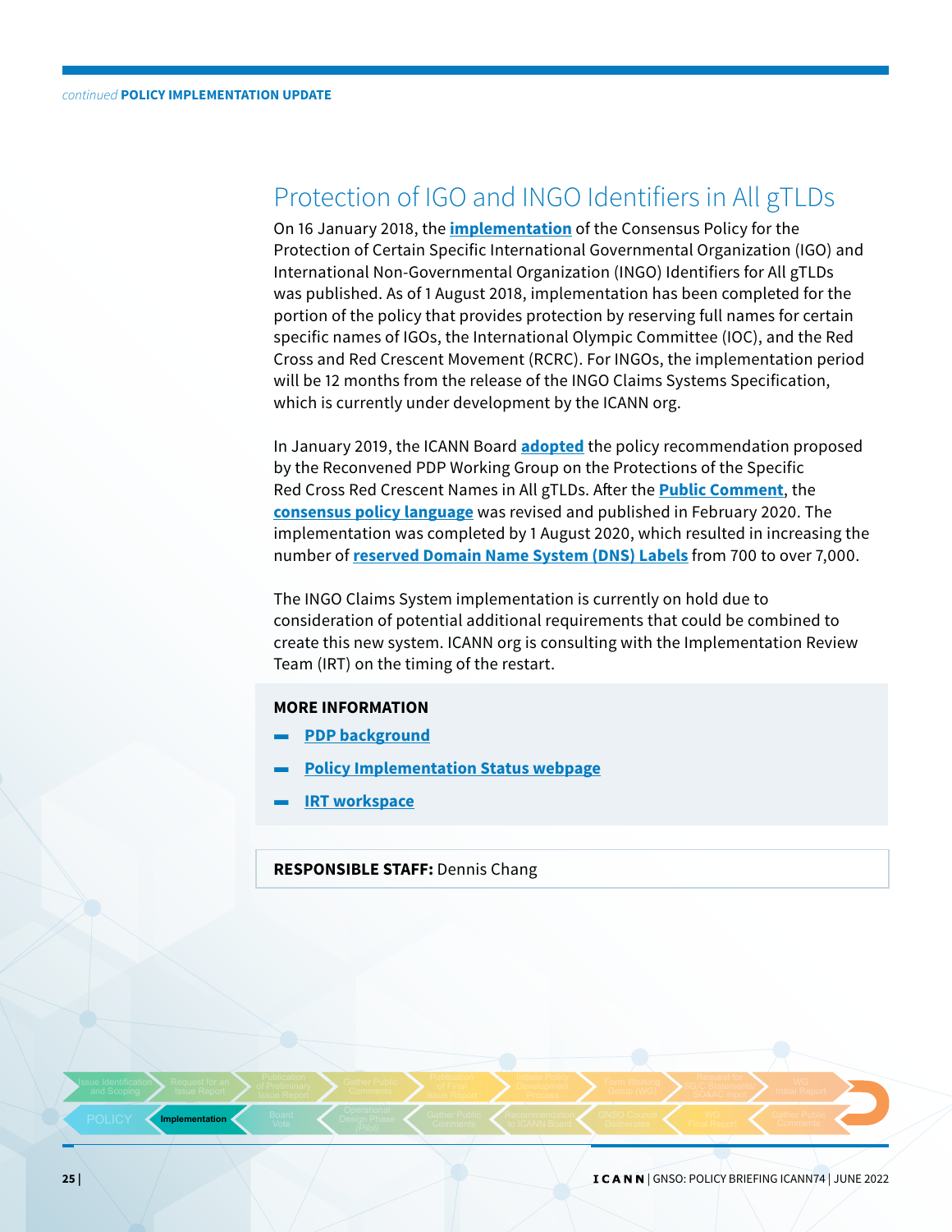## Protection of IGO and INGO Identifiers in All gTLDs

On 16 January 2018, the **implementation** of the Consensus Policy for the Protection of Certain Specific International Governmental Organization (IGO) and International Non-Governmental Organization (INGO) Identifiers for All gTLDs was published. As of 1 August 2018, implementation has been completed for the portion of the policy that provides protection by reserving full names for certain specific names of IGOs, the International Olympic Committee (IOC), and the Red Cross and Red Crescent Movement (RCRC). For INGOs, the implementation period will be 12 months from the release of the INGO Claims Systems Specification, which is currently under development by the ICANN org.

In January 2019, the ICANN Board **adopted** the policy recommendation proposed by the Reconvened PDP Working Group on the Protections of the Specific Red Cross Red Crescent Names in All gTLDs. After the **Public Comment**, the **consensus policy language** was revised and published in February 2020. The implementation was completed by 1 August 2020, which resulted in increasing the number of **reserved Domain Name System (DNS) Labels** from 700 to over 7,000.

The INGO Claims System implementation is currently on hold due to consideration of potential additional requirements that could be combined to create this new system. ICANN org is consulting with the Implementation Review Team (IRT) on the timing of the restart.

**MORE INFORMATION**

- **PDP background**
- **Policy Implementation Status webpage**
- **IRT workspace**

**RESPONSIBLE STAFF:** Dennis Chang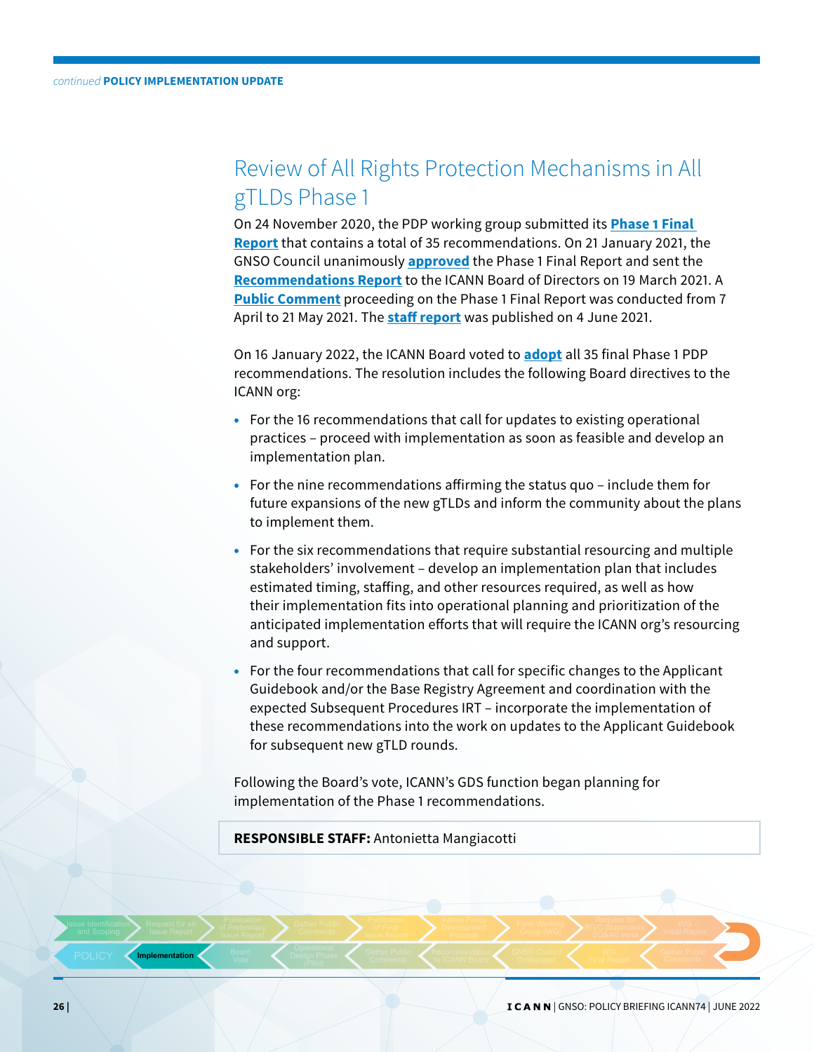*continued* **POLICY IMPLEMENTATION UPDATE**

## Review of All Rights Protection Mechanisms in All gTLDs Phase 1

On 24 November 2020, the PDP working group submitted its **Phase 1 Final Report** that contains a total of 35 recommendations. On 21 January 2021, the GNSO Council unanimously **approved** the Phase 1 Final Report and sent the **Recommendations Report** to the ICANN Board of Directors on 19 March 2021. A **Public Comment** proceeding on the Phase 1 Final Report was conducted from 7 April to 21 May 2021. The **staff report** was published on 4 June 2021.

On 16 January 2022, the ICANN Board voted to **adopt** all 35 final Phase 1 PDP recommendations. The resolution includes the following Board directives to the ICANN org:

- For the 16 recommendations that call for updates to existing operational practices – proceed with implementation as soon as feasible and develop an implementation plan.
- For the nine recommendations affirming the status quo – include them for future expansions of the new gTLDs and inform the community about the plans to implement them.
- For the six recommendations that require substantial resourcing and multiple stakeholders' involvement – develop an implementation plan that includes estimated timing, staffing, and other resources required, as well as how their implementation fits into operational planning and prioritization of the anticipated implementation efforts that will require the ICANN org's resourcing and support.
- For the four recommendations that call for specific changes to the Applicant Guidebook and/or the Base Registry Agreement and coordination with the expected Subsequent Procedures IRT – incorporate the implementation of these recommendations into the work on updates to the Applicant Guidebook for subsequent new gTLD rounds.

Following the Board's vote, ICANN's GDS function began planning for implementation of the Phase 1 recommendations.

**RESPONSIBLE STAFF:** Antonietta Mangiacotti

Issue Identification and Scoping
Request for an Issue Report
Publication of Preliminary Issue Report
Gather Public Comments
Publication of Final Issue Report
Initiate Policy Development Process
Form Working Group (WG)
Request for SG/C Statements SO&AC Input
WG Initial Report
POLICY
Implementation
Board Vote
Operational Design Phase (Pilot)
Gather Public Comments
Recommendation to ICANN Board
GNSO Council Deliberation
WG Final Report
Gather Public Comments